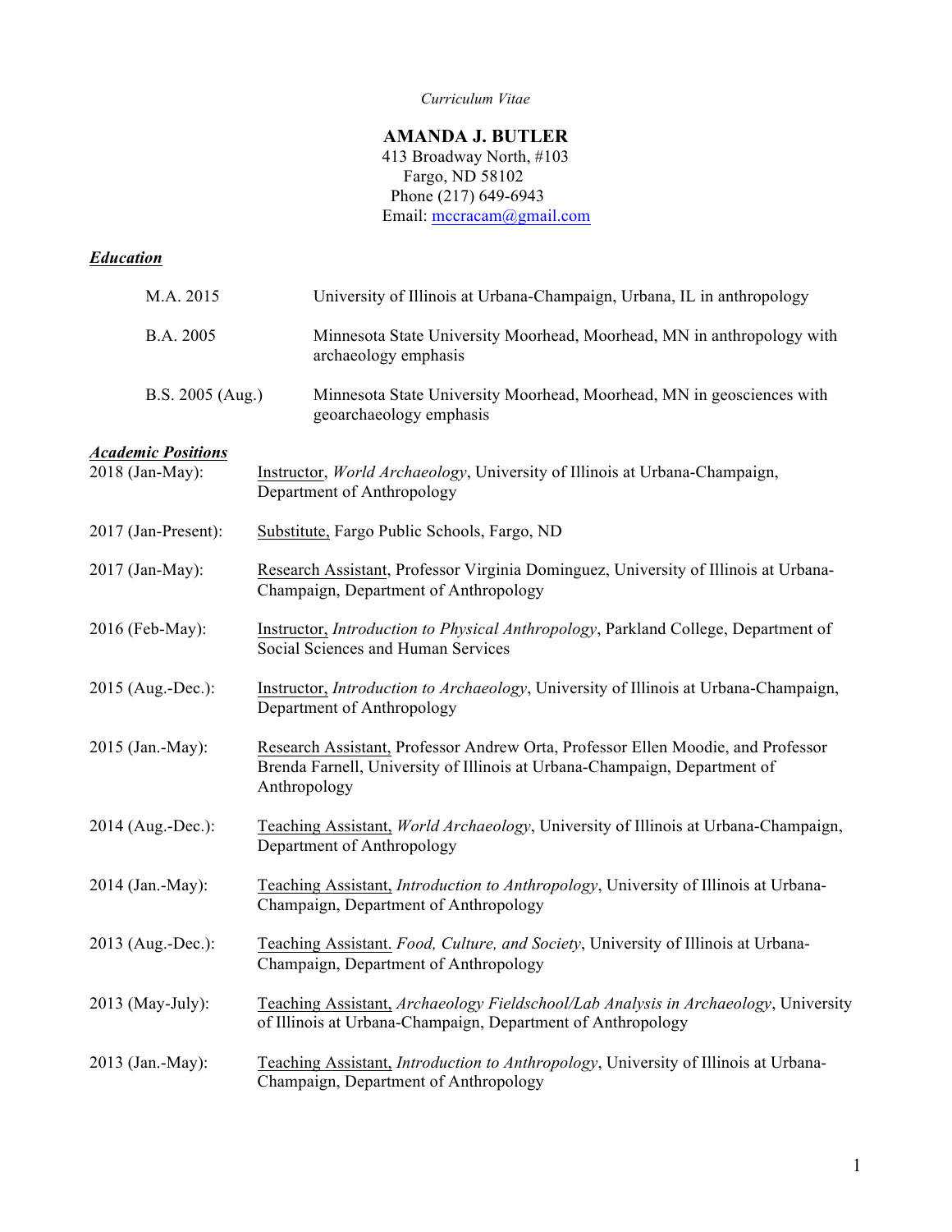*Curriculum Vitae*

**AMANDA J. BUTLER**
413 Broadway North, #103
Fargo, ND 58102
Phone (217) 649-6943
Email: mccracam@gmail.com

***Education***

M.A. 2015 — University of Illinois at Urbana-Champaign, Urbana, IL in anthropology

B.A. 2005 — Minnesota State University Moorhead, Moorhead, MN in anthropology with archaeology emphasis

B.S. 2005 (Aug.) — Minnesota State University Moorhead, Moorhead, MN in geosciences with geoarchaeology emphasis

***Academic Positions***

2018 (Jan-May): Instructor, *World Archaeology*, University of Illinois at Urbana-Champaign, Department of Anthropology

2017 (Jan-Present): Substitute, Fargo Public Schools, Fargo, ND

2017 (Jan-May): Research Assistant, Professor Virginia Dominguez, University of Illinois at Urbana-Champaign, Department of Anthropology

2016 (Feb-May): Instructor, *Introduction to Physical Anthropology*, Parkland College, Department of Social Sciences and Human Services

2015 (Aug.-Dec.): Instructor, *Introduction to Archaeology*, University of Illinois at Urbana-Champaign, Department of Anthropology

2015 (Jan.-May): Research Assistant, Professor Andrew Orta, Professor Ellen Moodie, and Professor Brenda Farnell, University of Illinois at Urbana-Champaign, Department of Anthropology

2014 (Aug.-Dec.): Teaching Assistant, *World Archaeology*, University of Illinois at Urbana-Champaign, Department of Anthropology

2014 (Jan.-May): Teaching Assistant, *Introduction to Anthropology*, University of Illinois at Urbana-Champaign, Department of Anthropology

2013 (Aug.-Dec.): Teaching Assistant. *Food, Culture, and Society*, University of Illinois at Urbana-Champaign, Department of Anthropology

2013 (May-July): Teaching Assistant, *Archaeology Fieldschool/Lab Analysis in Archaeology*, University of Illinois at Urbana-Champaign, Department of Anthropology

2013 (Jan.-May): Teaching Assistant, *Introduction to Anthropology*, University of Illinois at Urbana-Champaign, Department of Anthropology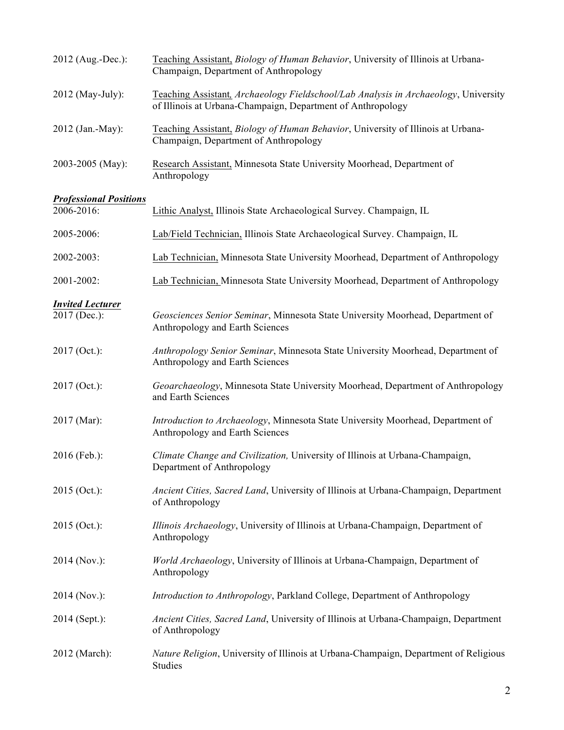2012 (Aug.-Dec.): <u>Teaching Assistant,</u> *Biology of Human Behavior*, University of Illinois at Urbana-Champaign, Department of Anthropology

2012 (May-July): <u>Teaching Assistant</u>*, Archaeology Fieldschool/Lab Analysis in Archaeology*, University of Illinois at Urbana-Champaign, Department of Anthropology

2012 (Jan.-May): <u>Teaching Assistant,</u> *Biology of Human Behavior*, University of Illinois at Urbana-Champaign, Department of Anthropology

2003-2005 (May): <u>Research Assistant,</u> Minnesota State University Moorhead, Department of Anthropology

***<u>Professional Positions</u>***

2006-2016: <u>Lithic Analyst,</u> Illinois State Archaeological Survey. Champaign, IL

2005-2006: <u>Lab/Field Technician,</u> Illinois State Archaeological Survey. Champaign, IL

2002-2003: <u>Lab Technician,</u> Minnesota State University Moorhead, Department of Anthropology

2001-2002: <u>Lab Technician,</u> Minnesota State University Moorhead, Department of Anthropology

***<u>Invited Lecturer</u>***

2017 (Dec.): *Geosciences Senior Seminar*, Minnesota State University Moorhead, Department of Anthropology and Earth Sciences

2017 (Oct.): *Anthropology Senior Seminar*, Minnesota State University Moorhead, Department of Anthropology and Earth Sciences

2017 (Oct.): *Geoarchaeology*, Minnesota State University Moorhead, Department of Anthropology and Earth Sciences

2017 (Mar): *Introduction to Archaeology*, Minnesota State University Moorhead, Department of Anthropology and Earth Sciences

2016 (Feb.): *Climate Change and Civilization,* University of Illinois at Urbana-Champaign, Department of Anthropology

2015 (Oct.): *Ancient Cities, Sacred Land*, University of Illinois at Urbana-Champaign, Department of Anthropology

2015 (Oct.): *Illinois Archaeology*, University of Illinois at Urbana-Champaign, Department of Anthropology

2014 (Nov.): *World Archaeology*, University of Illinois at Urbana-Champaign, Department of Anthropology

2014 (Nov.): *Introduction to Anthropology*, Parkland College, Department of Anthropology

2014 (Sept.): *Ancient Cities, Sacred Land*, University of Illinois at Urbana-Champaign, Department of Anthropology

2012 (March): *Nature Religion*, University of Illinois at Urbana-Champaign, Department of Religious Studies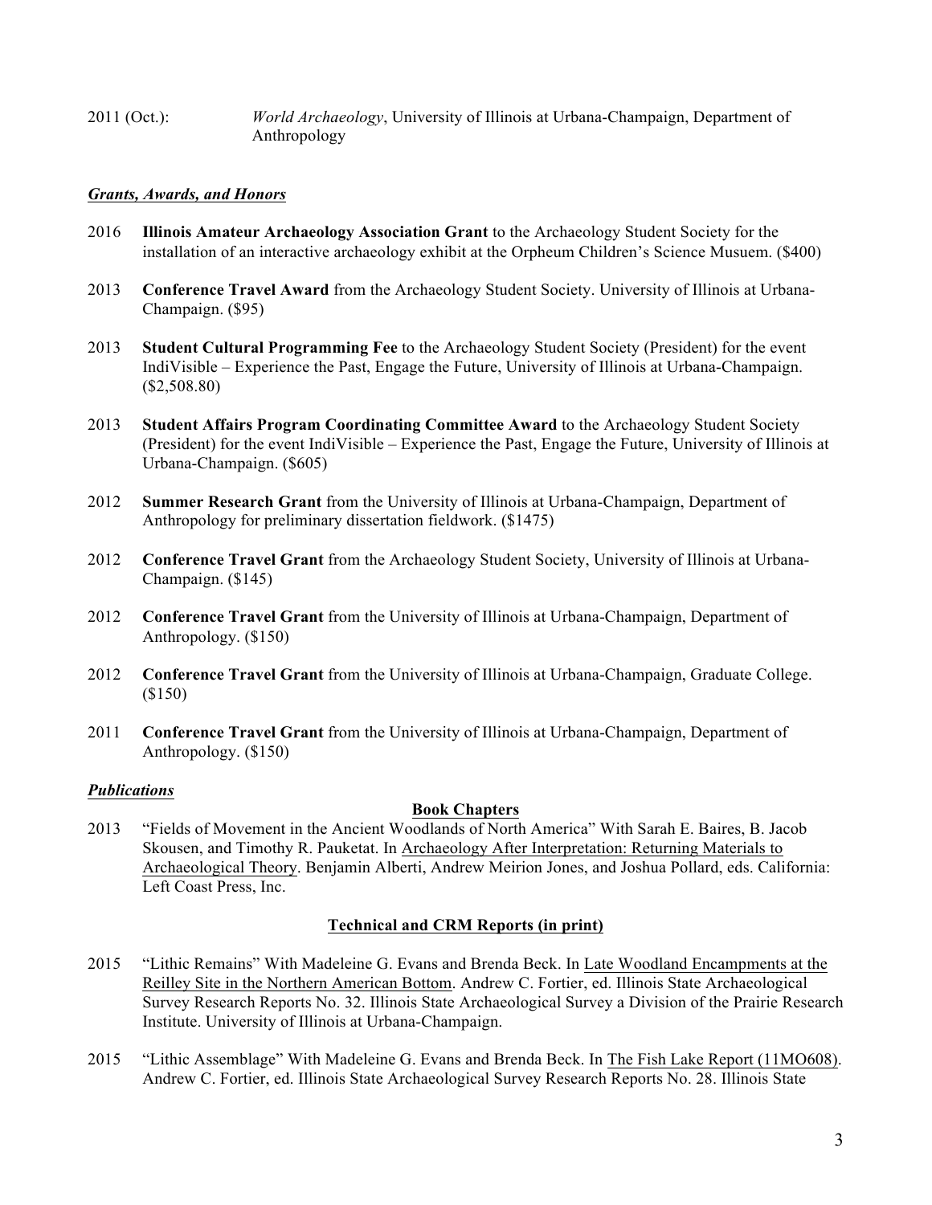2011 (Oct.): *World Archaeology*, University of Illinois at Urbana-Champaign, Department of Anthropology

***Grants, Awards, and Honors***

2016 **Illinois Amateur Archaeology Association Grant** to the Archaeology Student Society for the installation of an interactive archaeology exhibit at the Orpheum Children's Science Musuem. ($400)

2013 **Conference Travel Award** from the Archaeology Student Society. University of Illinois at Urbana-Champaign. ($95)

2013 **Student Cultural Programming Fee** to the Archaeology Student Society (President) for the event IndiVisible – Experience the Past, Engage the Future, University of Illinois at Urbana-Champaign. ($2,508.80)

2013 **Student Affairs Program Coordinating Committee Award** to the Archaeology Student Society (President) for the event IndiVisible – Experience the Past, Engage the Future, University of Illinois at Urbana-Champaign. ($605)

2012 **Summer Research Grant** from the University of Illinois at Urbana-Champaign, Department of Anthropology for preliminary dissertation fieldwork. ($1475)

2012 **Conference Travel Grant** from the Archaeology Student Society, University of Illinois at Urbana-Champaign. ($145)

2012 **Conference Travel Grant** from the University of Illinois at Urbana-Champaign, Department of Anthropology. ($150)

2012 **Conference Travel Grant** from the University of Illinois at Urbana-Champaign, Graduate College. ($150)

2011 **Conference Travel Grant** from the University of Illinois at Urbana-Champaign, Department of Anthropology. ($150)

***Publications***

**Book Chapters**

2013 "Fields of Movement in the Ancient Woodlands of North America" With Sarah E. Baires, B. Jacob Skousen, and Timothy R. Pauketat. In Archaeology After Interpretation: Returning Materials to Archaeological Theory. Benjamin Alberti, Andrew Meirion Jones, and Joshua Pollard, eds. California: Left Coast Press, Inc.

**Technical and CRM Reports (in print)**

2015 "Lithic Remains" With Madeleine G. Evans and Brenda Beck. In Late Woodland Encampments at the Reilley Site in the Northern American Bottom. Andrew C. Fortier, ed. Illinois State Archaeological Survey Research Reports No. 32. Illinois State Archaeological Survey a Division of the Prairie Research Institute. University of Illinois at Urbana-Champaign.

2015 "Lithic Assemblage" With Madeleine G. Evans and Brenda Beck. In The Fish Lake Report (11MO608). Andrew C. Fortier, ed. Illinois State Archaeological Survey Research Reports No. 28. Illinois State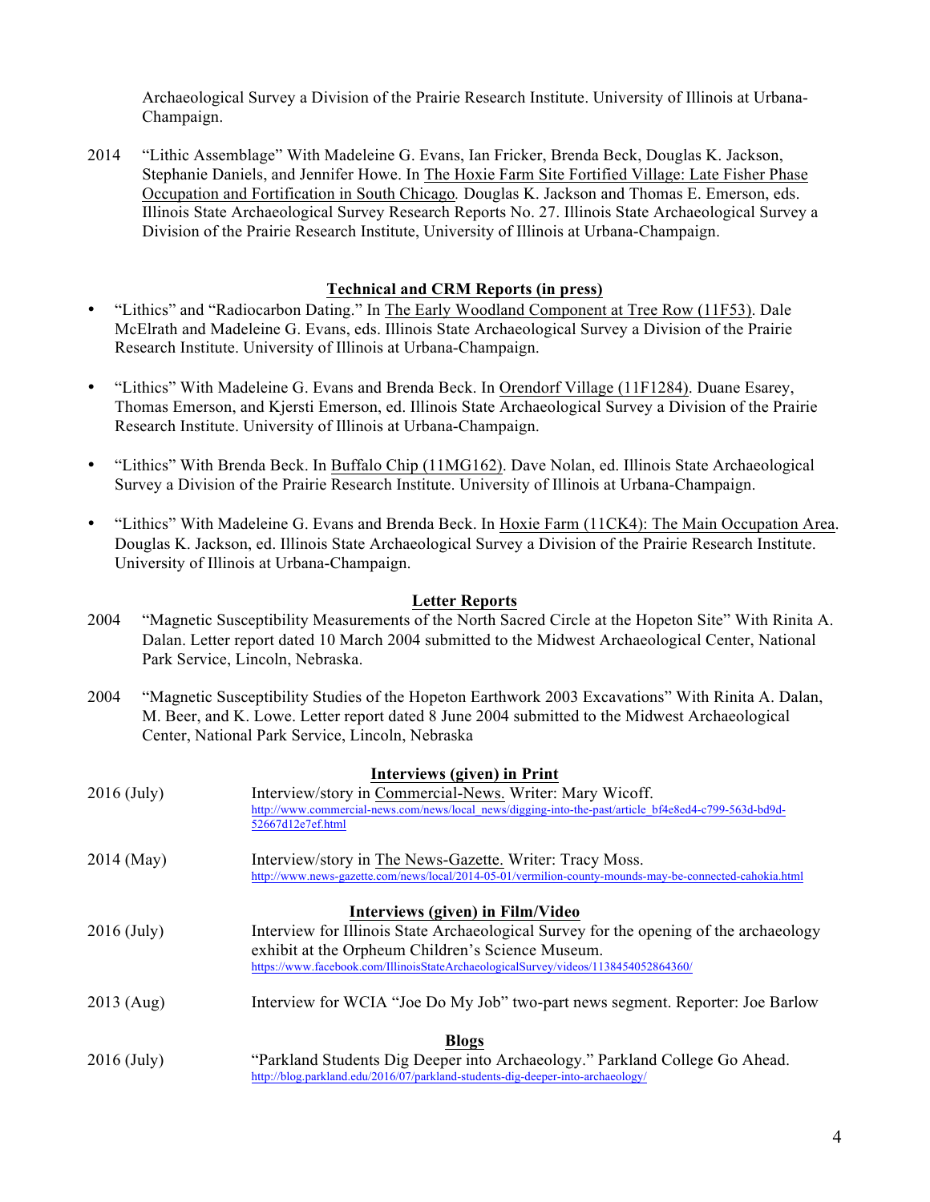Archaeological Survey a Division of the Prairie Research Institute. University of Illinois at Urbana-Champaign.

2014 "Lithic Assemblage" With Madeleine G. Evans, Ian Fricker, Brenda Beck, Douglas K. Jackson, Stephanie Daniels, and Jennifer Howe. In The Hoxie Farm Site Fortified Village: Late Fisher Phase Occupation and Fortification in South Chicago. Douglas K. Jackson and Thomas E. Emerson, eds. Illinois State Archaeological Survey Research Reports No. 27. Illinois State Archaeological Survey a Division of the Prairie Research Institute, University of Illinois at Urbana-Champaign.

## Technical and CRM Reports (in press)

- "Lithics" and "Radiocarbon Dating." In The Early Woodland Component at Tree Row (11F53). Dale McElrath and Madeleine G. Evans, eds. Illinois State Archaeological Survey a Division of the Prairie Research Institute. University of Illinois at Urbana-Champaign.

- "Lithics" With Madeleine G. Evans and Brenda Beck. In Orendorf Village (11F1284). Duane Esarey, Thomas Emerson, and Kjersti Emerson, ed. Illinois State Archaeological Survey a Division of the Prairie Research Institute. University of Illinois at Urbana-Champaign.

- "Lithics" With Brenda Beck. In Buffalo Chip (11MG162). Dave Nolan, ed. Illinois State Archaeological Survey a Division of the Prairie Research Institute. University of Illinois at Urbana-Champaign.

- "Lithics" With Madeleine G. Evans and Brenda Beck. In Hoxie Farm (11CK4): The Main Occupation Area. Douglas K. Jackson, ed. Illinois State Archaeological Survey a Division of the Prairie Research Institute. University of Illinois at Urbana-Champaign.

## Letter Reports

2004 "Magnetic Susceptibility Measurements of the North Sacred Circle at the Hopeton Site" With Rinita A. Dalan. Letter report dated 10 March 2004 submitted to the Midwest Archaeological Center, National Park Service, Lincoln, Nebraska.

2004 "Magnetic Susceptibility Studies of the Hopeton Earthwork 2003 Excavations" With Rinita A. Dalan, M. Beer, and K. Lowe. Letter report dated 8 June 2004 submitted to the Midwest Archaeological Center, National Park Service, Lincoln, Nebraska

## Interviews (given) in Print

2016 (July) Interview/story in Commercial-News. Writer: Mary Wicoff.
http://www.commercial-news.com/news/local_news/digging-into-the-past/article_bf4e8ed4-c799-563d-bd9d-52667d12e7ef.html

2014 (May) Interview/story in The News-Gazette. Writer: Tracy Moss.
http://www.news-gazette.com/news/local/2014-05-01/vermilion-county-mounds-may-be-connected-cahokia.html

## Interviews (given) in Film/Video

2016 (July) Interview for Illinois State Archaeological Survey for the opening of the archaeology exhibit at the Orpheum Children's Science Museum.
https://www.facebook.com/IllinoisStateArchaeologicalSurvey/videos/1138454052864360/

2013 (Aug) Interview for WCIA "Joe Do My Job" two-part news segment. Reporter: Joe Barlow

## Blogs

2016 (July) "Parkland Students Dig Deeper into Archaeology." Parkland College Go Ahead.
http://blog.parkland.edu/2016/07/parkland-students-dig-deeper-into-archaeology/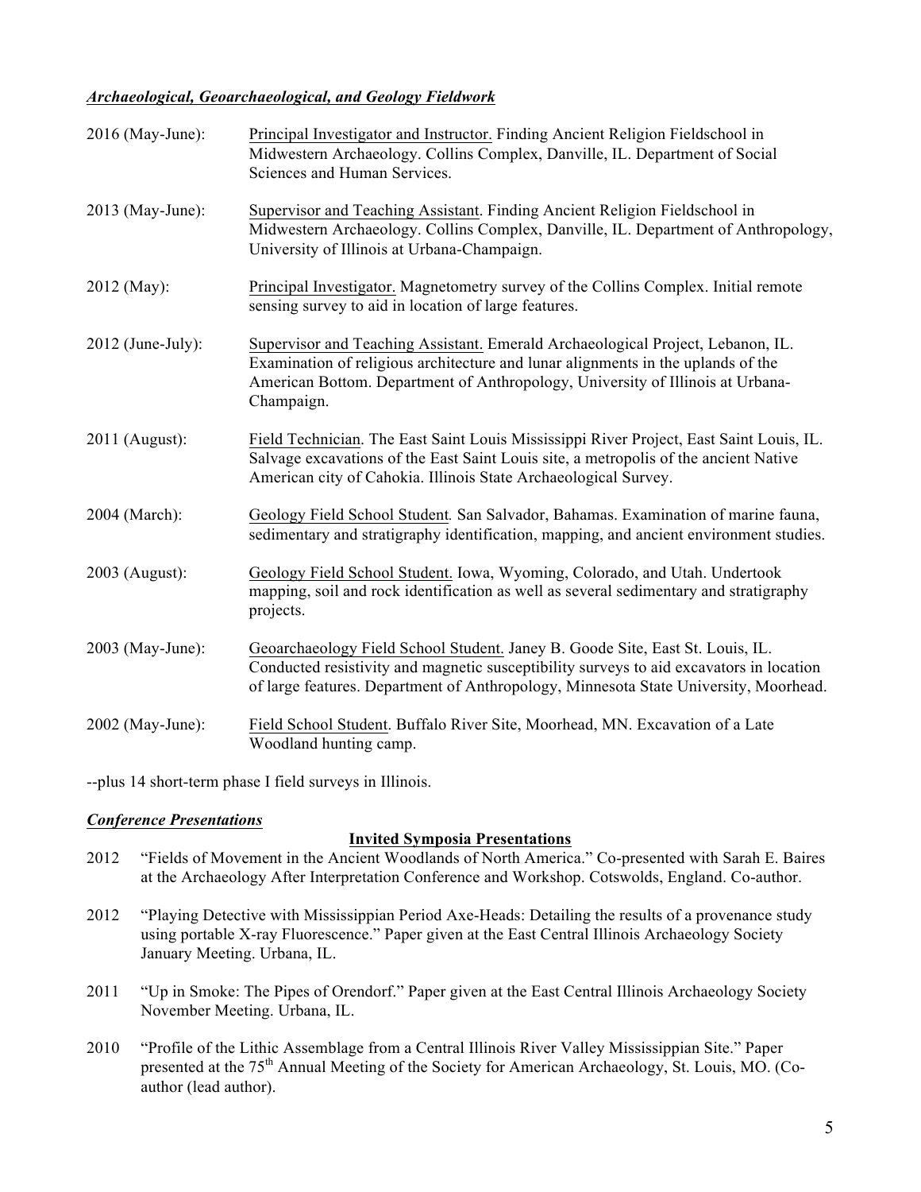### ***Archaeological, Geoarchaeological, and Geology Fieldwork***

2016 (May-June): Principal Investigator and Instructor. Finding Ancient Religion Fieldschool in Midwestern Archaeology. Collins Complex, Danville, IL. Department of Social Sciences and Human Services.

2013 (May-June): Supervisor and Teaching Assistant. Finding Ancient Religion Fieldschool in Midwestern Archaeology. Collins Complex, Danville, IL. Department of Anthropology, University of Illinois at Urbana-Champaign.

2012 (May): Principal Investigator. Magnetometry survey of the Collins Complex. Initial remote sensing survey to aid in location of large features.

2012 (June-July): Supervisor and Teaching Assistant. Emerald Archaeological Project, Lebanon, IL. Examination of religious architecture and lunar alignments in the uplands of the American Bottom. Department of Anthropology, University of Illinois at Urbana-Champaign.

2011 (August): Field Technician. The East Saint Louis Mississippi River Project, East Saint Louis, IL. Salvage excavations of the East Saint Louis site, a metropolis of the ancient Native American city of Cahokia. Illinois State Archaeological Survey.

2004 (March): Geology Field School Student. San Salvador, Bahamas. Examination of marine fauna, sedimentary and stratigraphy identification, mapping, and ancient environment studies.

2003 (August): Geology Field School Student. Iowa, Wyoming, Colorado, and Utah. Undertook mapping, soil and rock identification as well as several sedimentary and stratigraphy projects.

2003 (May-June): Geoarchaeology Field School Student. Janey B. Goode Site, East St. Louis, IL. Conducted resistivity and magnetic susceptibility surveys to aid excavators in location of large features. Department of Anthropology, Minnesota State University, Moorhead.

2002 (May-June): Field School Student. Buffalo River Site, Moorhead, MN. Excavation of a Late Woodland hunting camp.

--plus 14 short-term phase I field surveys in Illinois.

### ***Conference Presentations***

**Invited Symposia Presentations**

2012 "Fields of Movement in the Ancient Woodlands of North America." Co-presented with Sarah E. Baires at the Archaeology After Interpretation Conference and Workshop. Cotswolds, England. Co-author.

2012 "Playing Detective with Mississippian Period Axe-Heads: Detailing the results of a provenance study using portable X-ray Fluorescence." Paper given at the East Central Illinois Archaeology Society January Meeting. Urbana, IL.

2011 "Up in Smoke: The Pipes of Orendorf." Paper given at the East Central Illinois Archaeology Society November Meeting. Urbana, IL.

2010 "Profile of the Lithic Assemblage from a Central Illinois River Valley Mississippian Site." Paper presented at the 75th Annual Meeting of the Society for American Archaeology, St. Louis, MO. (Co-author (lead author).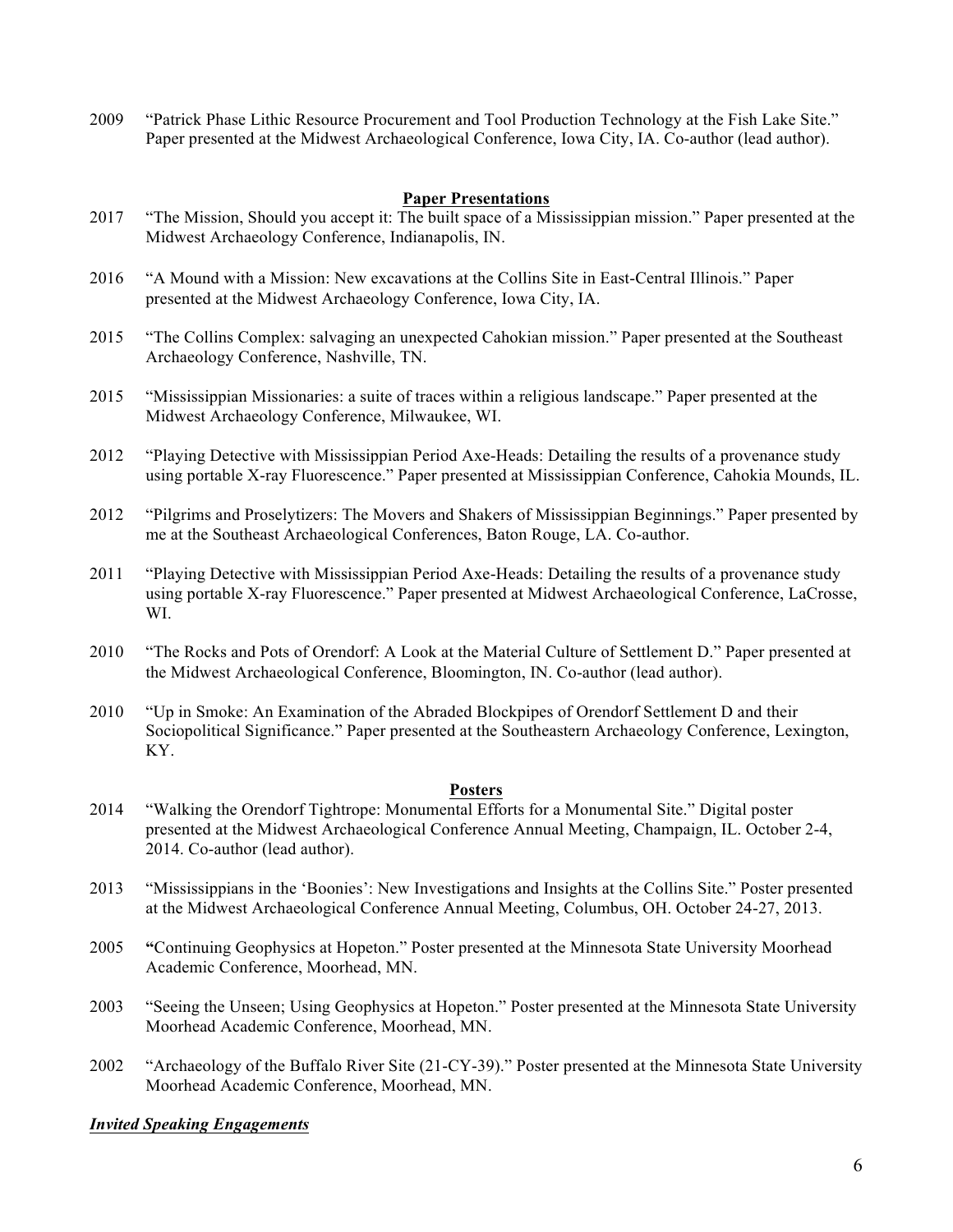2009 "Patrick Phase Lithic Resource Procurement and Tool Production Technology at the Fish Lake Site." Paper presented at the Midwest Archaeological Conference, Iowa City, IA. Co-author (lead author).

**Paper Presentations**

2017 "The Mission, Should you accept it: The built space of a Mississippian mission." Paper presented at the Midwest Archaeology Conference, Indianapolis, IN.

2016 "A Mound with a Mission: New excavations at the Collins Site in East-Central Illinois." Paper presented at the Midwest Archaeology Conference, Iowa City, IA.

2015 "The Collins Complex: salvaging an unexpected Cahokian mission." Paper presented at the Southeast Archaeology Conference, Nashville, TN.

2015 "Mississippian Missionaries: a suite of traces within a religious landscape." Paper presented at the Midwest Archaeology Conference, Milwaukee, WI.

2012 "Playing Detective with Mississippian Period Axe-Heads: Detailing the results of a provenance study using portable X-ray Fluorescence." Paper presented at Mississippian Conference, Cahokia Mounds, IL.

2012 "Pilgrims and Proselytizers: The Movers and Shakers of Mississippian Beginnings." Paper presented by me at the Southeast Archaeological Conferences, Baton Rouge, LA. Co-author.

2011 "Playing Detective with Mississippian Period Axe-Heads: Detailing the results of a provenance study using portable X-ray Fluorescence." Paper presented at Midwest Archaeological Conference, LaCrosse, WI.

2010 "The Rocks and Pots of Orendorf: A Look at the Material Culture of Settlement D." Paper presented at the Midwest Archaeological Conference, Bloomington, IN. Co-author (lead author).

2010 "Up in Smoke: An Examination of the Abraded Blockpipes of Orendorf Settlement D and their Sociopolitical Significance." Paper presented at the Southeastern Archaeology Conference, Lexington, KY.

**Posters**

2014 "Walking the Orendorf Tightrope: Monumental Efforts for a Monumental Site." Digital poster presented at the Midwest Archaeological Conference Annual Meeting, Champaign, IL. October 2-4, 2014. Co-author (lead author).

2013 "Mississippians in the 'Boonies': New Investigations and Insights at the Collins Site." Poster presented at the Midwest Archaeological Conference Annual Meeting, Columbus, OH. October 24-27, 2013.

2005 "Continuing Geophysics at Hopeton." Poster presented at the Minnesota State University Moorhead Academic Conference, Moorhead, MN.

2003 "Seeing the Unseen; Using Geophysics at Hopeton." Poster presented at the Minnesota State University Moorhead Academic Conference, Moorhead, MN.

2002 "Archaeology of the Buffalo River Site (21-CY-39)." Poster presented at the Minnesota State University Moorhead Academic Conference, Moorhead, MN.

***Invited Speaking Engagements***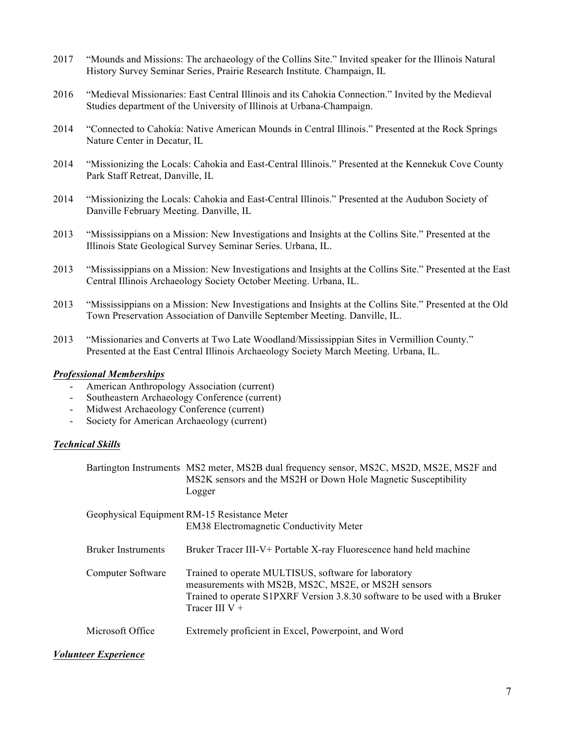2017 "Mounds and Missions: The archaeology of the Collins Site." Invited speaker for the Illinois Natural History Survey Seminar Series, Prairie Research Institute. Champaign, IL

2016 "Medieval Missionaries: East Central Illinois and its Cahokia Connection." Invited by the Medieval Studies department of the University of Illinois at Urbana-Champaign.

2014 "Connected to Cahokia: Native American Mounds in Central Illinois." Presented at the Rock Springs Nature Center in Decatur, IL

2014 "Missionizing the Locals: Cahokia and East-Central Illinois." Presented at the Kennekuk Cove County Park Staff Retreat, Danville, IL

2014 "Missionizing the Locals: Cahokia and East-Central Illinois." Presented at the Audubon Society of Danville February Meeting. Danville, IL

2013 "Mississippians on a Mission: New Investigations and Insights at the Collins Site." Presented at the Illinois State Geological Survey Seminar Series. Urbana, IL.

2013 "Mississippians on a Mission: New Investigations and Insights at the Collins Site." Presented at the East Central Illinois Archaeology Society October Meeting. Urbana, IL.

2013 "Mississippians on a Mission: New Investigations and Insights at the Collins Site." Presented at the Old Town Preservation Association of Danville September Meeting. Danville, IL.

2013 "Missionaries and Converts at Two Late Woodland/Mississippian Sites in Vermillion County." Presented at the East Central Illinois Archaeology Society March Meeting. Urbana, IL.

### ***Professional Memberships***

- American Anthropology Association (current)
- Southeastern Archaeology Conference (current)
- Midwest Archaeology Conference (current)
- Society for American Archaeology (current)

### ***Technical Skills***

| | |
|---|---|
| Bartington Instruments | MS2 meter, MS2B dual frequency sensor, MS2C, MS2D, MS2E, MS2F and MS2K sensors and the MS2H or Down Hole Magnetic Susceptibility Logger |
| Geophysical Equipment | RM-15 Resistance Meter<br>EM38 Electromagnetic Conductivity Meter |
| Bruker Instruments | Bruker Tracer III-V+ Portable X-ray Fluorescence hand held machine |
| Computer Software | Trained to operate MULTISUS, software for laboratory measurements with MS2B, MS2C, MS2E, or MS2H sensors<br>Trained to operate S1PXRF Version 3.8.30 software to be used with a Bruker Tracer III V + |
| Microsoft Office | Extremely proficient in Excel, Powerpoint, and Word |

### ***Volunteer Experience***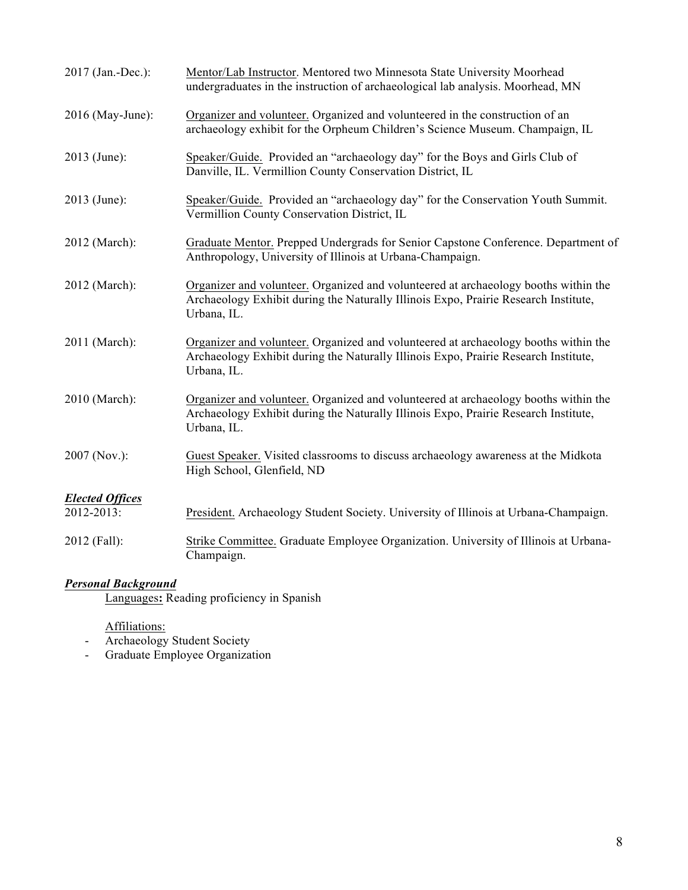2017 (Jan.-Dec.): Mentor/Lab Instructor. Mentored two Minnesota State University Moorhead undergraduates in the instruction of archaeological lab analysis. Moorhead, MN

2016 (May-June): Organizer and volunteer. Organized and volunteered in the construction of an archaeology exhibit for the Orpheum Children's Science Museum. Champaign, IL

2013 (June): Speaker/Guide. Provided an "archaeology day" for the Boys and Girls Club of Danville, IL. Vermillion County Conservation District, IL

2013 (June): Speaker/Guide. Provided an "archaeology day" for the Conservation Youth Summit. Vermillion County Conservation District, IL

2012 (March): Graduate Mentor. Prepped Undergrads for Senior Capstone Conference. Department of Anthropology, University of Illinois at Urbana-Champaign.

2012 (March): Organizer and volunteer. Organized and volunteered at archaeology booths within the Archaeology Exhibit during the Naturally Illinois Expo, Prairie Research Institute, Urbana, IL.

2011 (March): Organizer and volunteer. Organized and volunteered at archaeology booths within the Archaeology Exhibit during the Naturally Illinois Expo, Prairie Research Institute, Urbana, IL.

2010 (March): Organizer and volunteer. Organized and volunteered at archaeology booths within the Archaeology Exhibit during the Naturally Illinois Expo, Prairie Research Institute, Urbana, IL.

2007 (Nov.): Guest Speaker. Visited classrooms to discuss archaeology awareness at the Midkota High School, Glenfield, ND

***Elected Offices***

2012-2013: President. Archaeology Student Society. University of Illinois at Urbana-Champaign.

2012 (Fall): Strike Committee. Graduate Employee Organization. University of Illinois at Urbana-Champaign.

***Personal Background***

Languages**:** Reading proficiency in Spanish

Affiliations:

- Archaeology Student Society
- Graduate Employee Organization